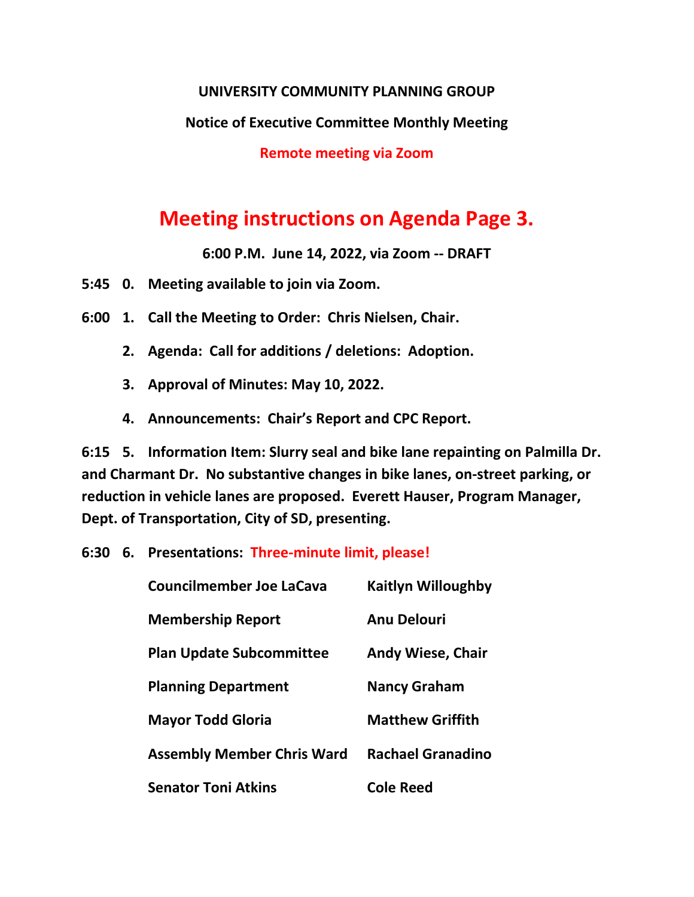**UNIVERSITY COMMUNITY PLANNING GROUP**

**Notice of Executive Committee Monthly Meeting**

**Remote meeting via Zoom**

# Meeting instructions on Agenda Page 3.

**6:00 P.M. June 14, 2022, via Zoom -- DRAFT**

**5:45 0. Meeting available to join via Zoom.**

**6:00 1. Call the Meeting to Order: Chris Nielsen, Chair.**

**2. Agenda: Call for additions / deletions: Adoption.**

**3. Approval of Minutes: May 10, 2022.**

**4. Announcements: Chair's Report and CPC Report.**

**6:15 5. Information Item: Slurry seal and bike lane repainting on Palmilla Dr. and Charmant Dr. No substantive changes in bike lanes, on-street parking, or reduction in vehicle lanes are proposed. Everett Hauser, Program Manager, Dept. of Transportation, City of SD, presenting.**

**6:30 6. Presentations: Three-minute limit, please!**

| | |
|---|---|
| **Councilmember Joe LaCava** | **Kaitlyn Willoughby** |
| **Membership Report** | **Anu Delouri** |
| **Plan Update Subcommittee** | **Andy Wiese, Chair** |
| **Planning Department** | **Nancy Graham** |
| **Mayor Todd Gloria** | **Matthew Griffith** |
| **Assembly Member Chris Ward** | **Rachael Granadino** |
| **Senator Toni Atkins** | **Cole Reed** |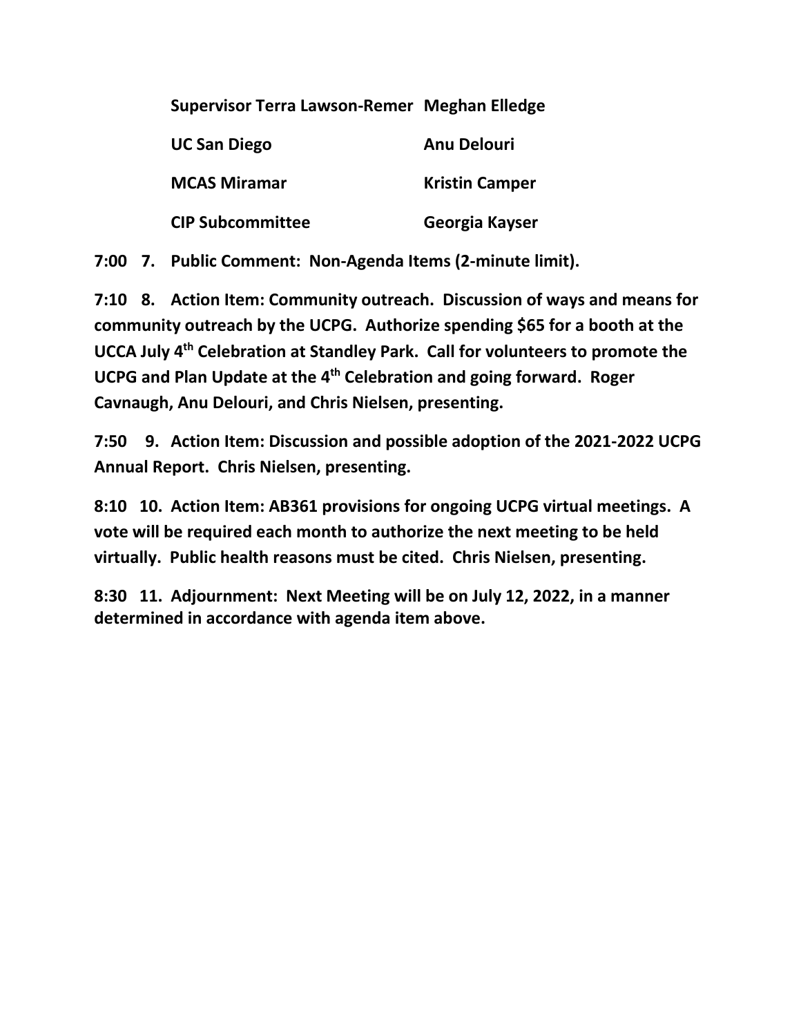| | |
|---|---|
| **Supervisor Terra Lawson-Remer** | **Meghan Elledge** |
| **UC San Diego** | **Anu Delouri** |
| **MCAS Miramar** | **Kristin Camper** |
| **CIP Subcommittee** | **Georgia Kayser** |

**7:00 7. Public Comment: Non-Agenda Items (2-minute limit).**

**7:10 8. Action Item: Community outreach. Discussion of ways and means for community outreach by the UCPG. Authorize spending $65 for a booth at the UCCA July 4th Celebration at Standley Park. Call for volunteers to promote the UCPG and Plan Update at the 4th Celebration and going forward. Roger Cavnaugh, Anu Delouri, and Chris Nielsen, presenting.**

**7:50 9. Action Item: Discussion and possible adoption of the 2021-2022 UCPG Annual Report. Chris Nielsen, presenting.**

**8:10 10. Action Item: AB361 provisions for ongoing UCPG virtual meetings. A vote will be required each month to authorize the next meeting to be held virtually. Public health reasons must be cited. Chris Nielsen, presenting.**

**8:30 11. Adjournment: Next Meeting will be on July 12, 2022, in a manner determined in accordance with agenda item above.**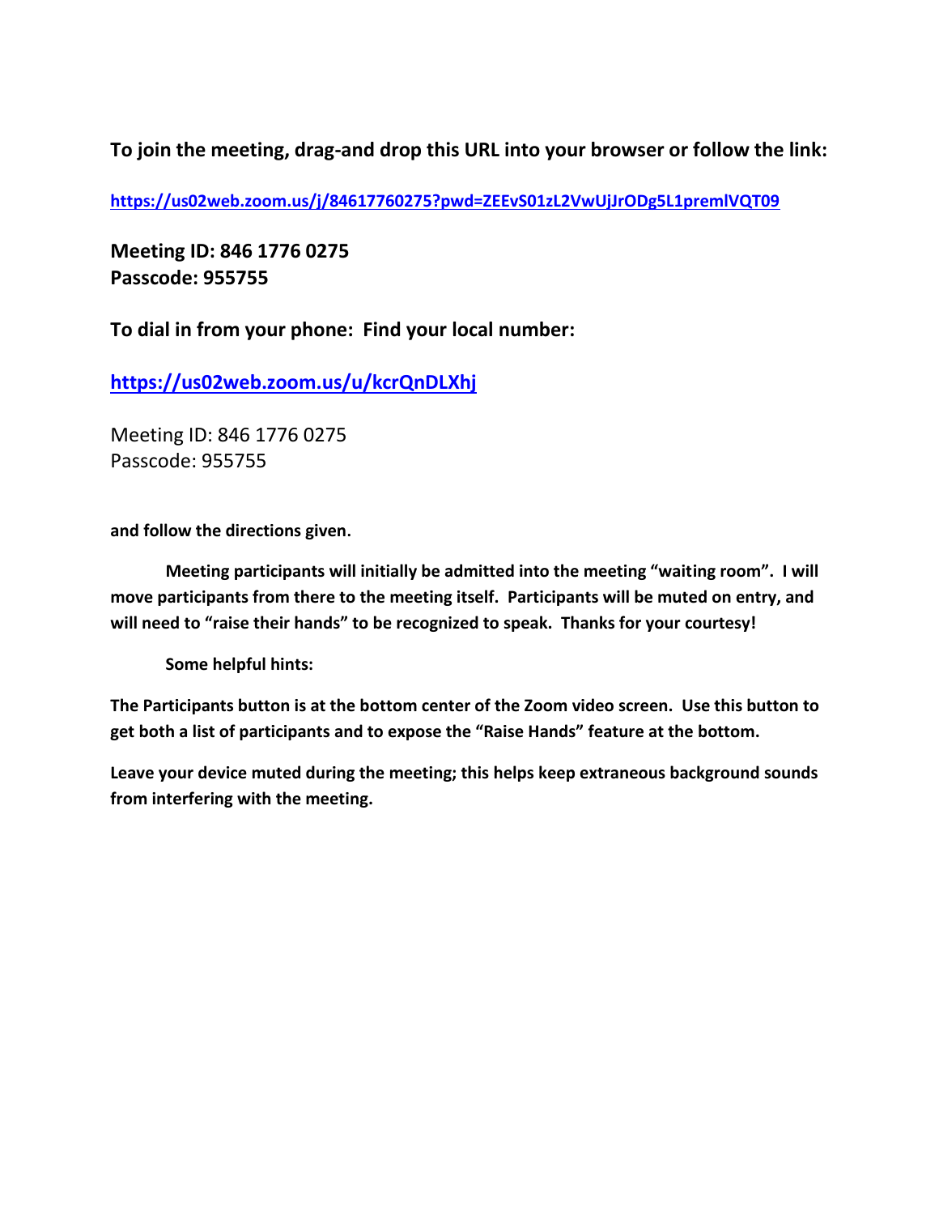**To join the meeting, drag-and drop this URL into your browser or follow the link:**

**https://us02web.zoom.us/j/84617760275?pwd=ZEEvS01zL2VwUjJrODg5L1premlVQT09**

**Meeting ID: 846 1776 0275**
**Passcode: 955755**

**To dial in from your phone: Find your local number:**

**https://us02web.zoom.us/u/kcrQnDLXhj**

Meeting ID: 846 1776 0275
Passcode: 955755

**and follow the directions given.**

**Meeting participants will initially be admitted into the meeting "waiting room". I will move participants from there to the meeting itself. Participants will be muted on entry, and will need to "raise their hands" to be recognized to speak. Thanks for your courtesy!**

**Some helpful hints:**

**The Participants button is at the bottom center of the Zoom video screen. Use this button to get both a list of participants and to expose the "Raise Hands" feature at the bottom.**

**Leave your device muted during the meeting; this helps keep extraneous background sounds from interfering with the meeting.**